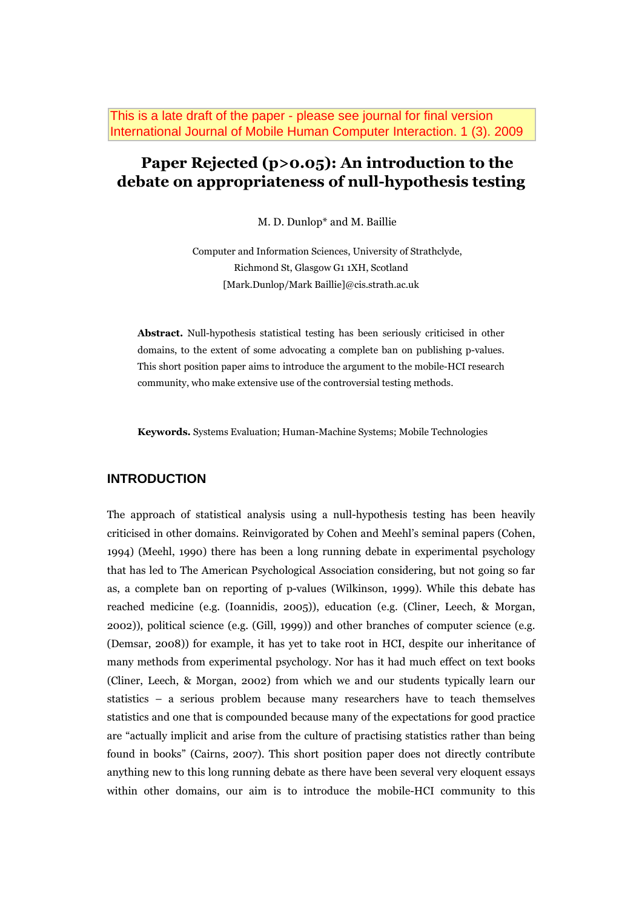This is a late draft of the paper - please see journal for final version
International Journal of Mobile Human Computer Interaction. 1 (3). 2009

# Paper Rejected (p>0.05): An introduction to the debate on appropriateness of null-hypothesis testing

M. D. Dunlop* and M. Baillie

Computer and Information Sciences, University of Strathclyde,
Richmond St, Glasgow G1 1XH, Scotland
[Mark.Dunlop/Mark Baillie]@cis.strath.ac.uk

**Abstract.** Null-hypothesis statistical testing has been seriously criticised in other domains, to the extent of some advocating a complete ban on publishing p-values. This short position paper aims to introduce the argument to the mobile-HCI research community, who make extensive use of the controversial testing methods.

**Keywords.** Systems Evaluation; Human-Machine Systems; Mobile Technologies

## INTRODUCTION

The approach of statistical analysis using a null-hypothesis testing has been heavily criticised in other domains. Reinvigorated by Cohen and Meehl's seminal papers (Cohen, 1994) (Meehl, 1990) there has been a long running debate in experimental psychology that has led to The American Psychological Association considering, but not going so far as, a complete ban on reporting of p-values (Wilkinson, 1999). While this debate has reached medicine (e.g. (Ioannidis, 2005)), education (e.g. (Cliner, Leech, & Morgan, 2002)), political science (e.g. (Gill, 1999)) and other branches of computer science (e.g. (Demsar, 2008)) for example, it has yet to take root in HCI, despite our inheritance of many methods from experimental psychology. Nor has it had much effect on text books (Cliner, Leech, & Morgan, 2002) from which we and our students typically learn our statistics – a serious problem because many researchers have to teach themselves statistics and one that is compounded because many of the expectations for good practice are "actually implicit and arise from the culture of practising statistics rather than being found in books" (Cairns, 2007). This short position paper does not directly contribute anything new to this long running debate as there have been several very eloquent essays within other domains, our aim is to introduce the mobile-HCI community to this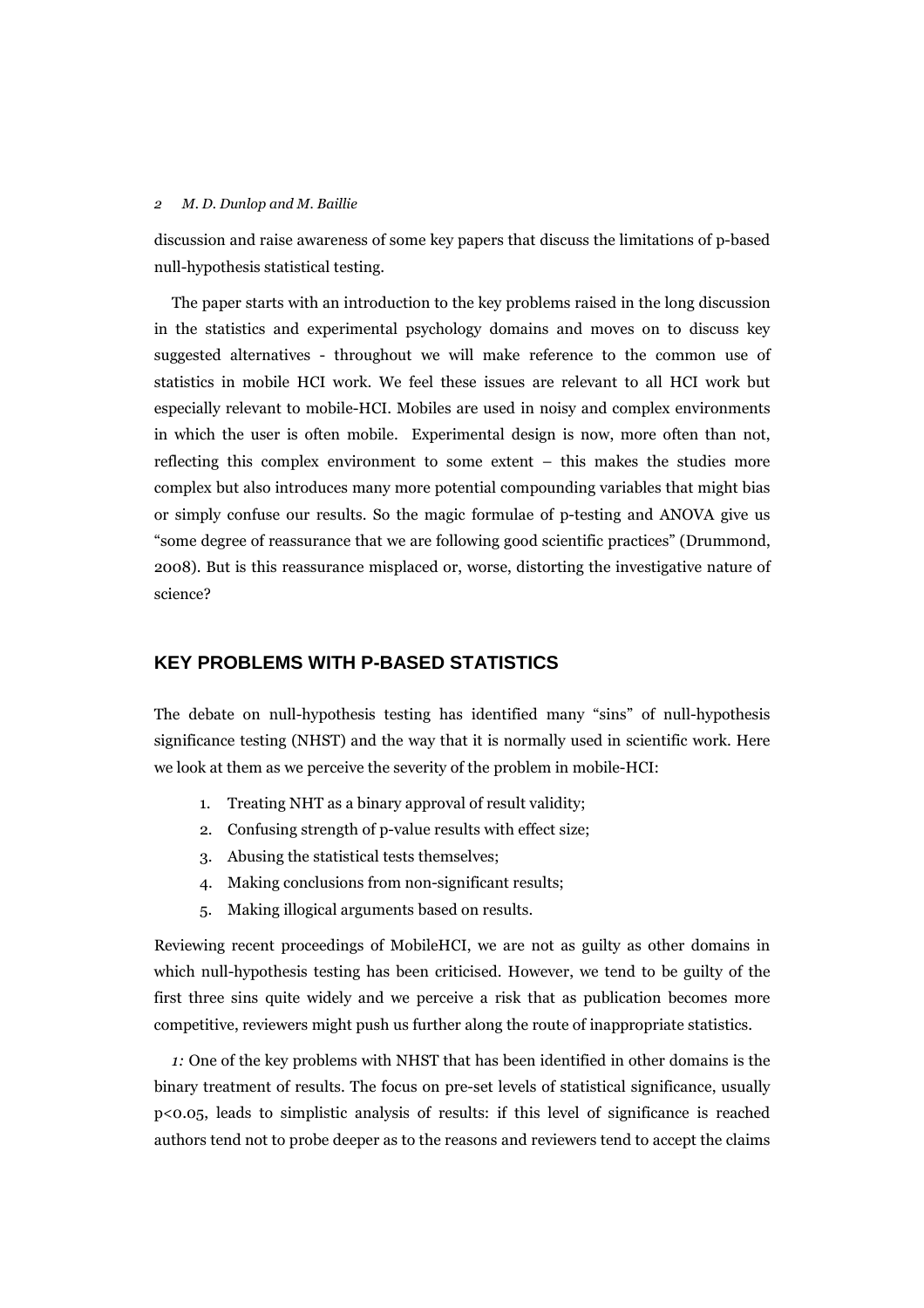discussion and raise awareness of some key papers that discuss the limitations of p-based null-hypothesis statistical testing.

The paper starts with an introduction to the key problems raised in the long discussion in the statistics and experimental psychology domains and moves on to discuss key suggested alternatives - throughout we will make reference to the common use of statistics in mobile HCI work. We feel these issues are relevant to all HCI work but especially relevant to mobile-HCI. Mobiles are used in noisy and complex environments in which the user is often mobile. Experimental design is now, more often than not, reflecting this complex environment to some extent – this makes the studies more complex but also introduces many more potential compounding variables that might bias or simply confuse our results. So the magic formulae of p-testing and ANOVA give us "some degree of reassurance that we are following good scientific practices" (Drummond, 2008). But is this reassurance misplaced or, worse, distorting the investigative nature of science?

## KEY PROBLEMS WITH P-BASED STATISTICS

The debate on null-hypothesis testing has identified many "sins" of null-hypothesis significance testing (NHST) and the way that it is normally used in scientific work. Here we look at them as we perceive the severity of the problem in mobile-HCI:

1. Treating NHT as a binary approval of result validity;
2. Confusing strength of p-value results with effect size;
3. Abusing the statistical tests themselves;
4. Making conclusions from non-significant results;
5. Making illogical arguments based on results.

Reviewing recent proceedings of MobileHCI, we are not as guilty as other domains in which null-hypothesis testing has been criticised. However, we tend to be guilty of the first three sins quite widely and we perceive a risk that as publication becomes more competitive, reviewers might push us further along the route of inappropriate statistics.

*1:* One of the key problems with NHST that has been identified in other domains is the binary treatment of results. The focus on pre-set levels of statistical significance, usually $p<0.05$, leads to simplistic analysis of results: if this level of significance is reached authors tend not to probe deeper as to the reasons and reviewers tend to accept the claims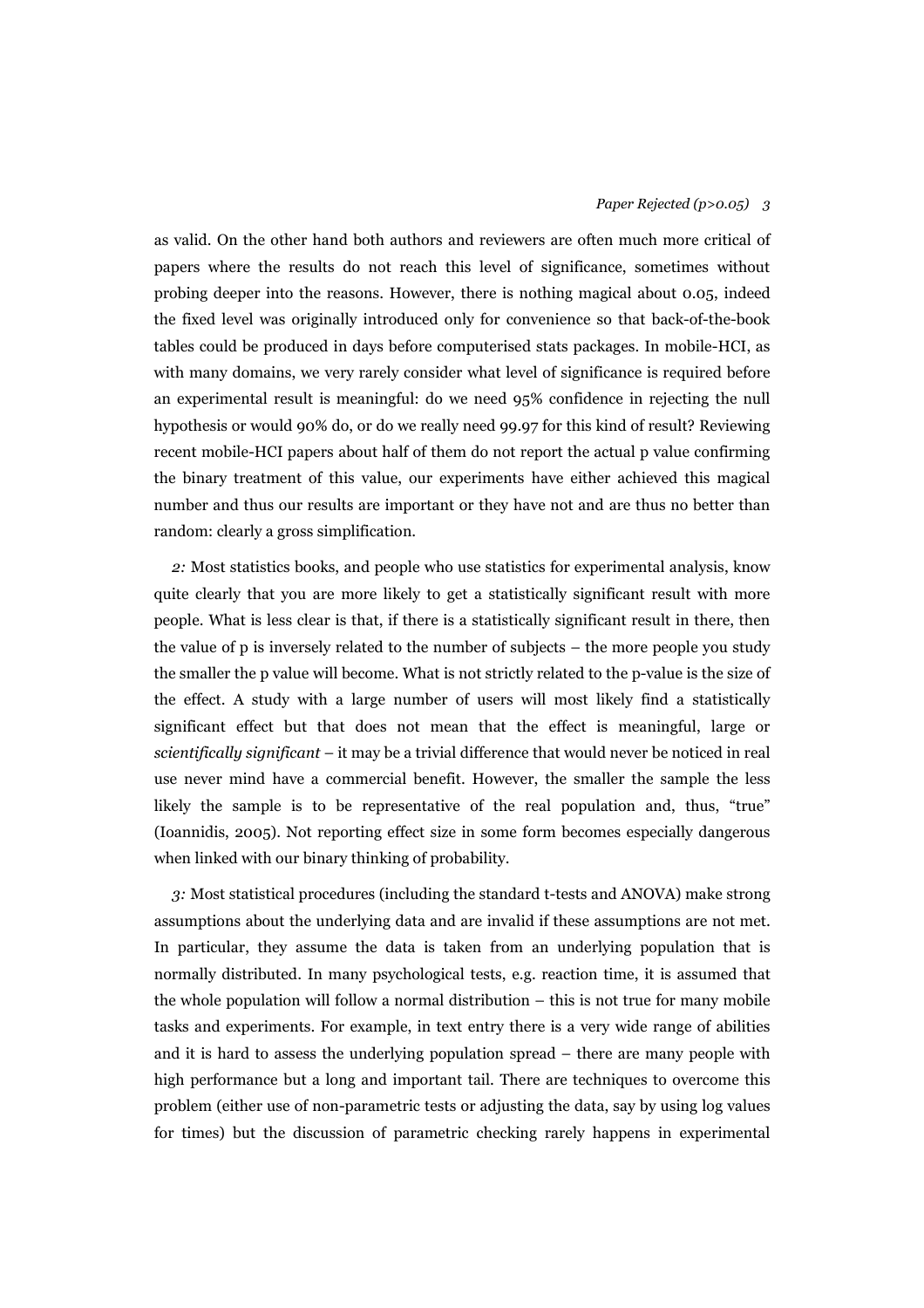as valid. On the other hand both authors and reviewers are often much more critical of papers where the results do not reach this level of significance, sometimes without probing deeper into the reasons. However, there is nothing magical about 0.05, indeed the fixed level was originally introduced only for convenience so that back-of-the-book tables could be produced in days before computerised stats packages. In mobile-HCI, as with many domains, we very rarely consider what level of significance is required before an experimental result is meaningful: do we need 95% confidence in rejecting the null hypothesis or would 90% do, or do we really need 99.97 for this kind of result? Reviewing recent mobile-HCI papers about half of them do not report the actual p value confirming the binary treatment of this value, our experiments have either achieved this magical number and thus our results are important or they have not and are thus no better than random: clearly a gross simplification.

*2:* Most statistics books, and people who use statistics for experimental analysis, know quite clearly that you are more likely to get a statistically significant result with more people. What is less clear is that, if there is a statistically significant result in there, then the value of p is inversely related to the number of subjects – the more people you study the smaller the p value will become. What is not strictly related to the p-value is the size of the effect. A study with a large number of users will most likely find a statistically significant effect but that does not mean that the effect is meaningful, large or *scientifically significant* – it may be a trivial difference that would never be noticed in real use never mind have a commercial benefit. However, the smaller the sample the less likely the sample is to be representative of the real population and, thus, "true" (Ioannidis, 2005). Not reporting effect size in some form becomes especially dangerous when linked with our binary thinking of probability.

*3:* Most statistical procedures (including the standard t-tests and ANOVA) make strong assumptions about the underlying data and are invalid if these assumptions are not met. In particular, they assume the data is taken from an underlying population that is normally distributed. In many psychological tests, e.g. reaction time, it is assumed that the whole population will follow a normal distribution – this is not true for many mobile tasks and experiments. For example, in text entry there is a very wide range of abilities and it is hard to assess the underlying population spread – there are many people with high performance but a long and important tail. There are techniques to overcome this problem (either use of non-parametric tests or adjusting the data, say by using log values for times) but the discussion of parametric checking rarely happens in experimental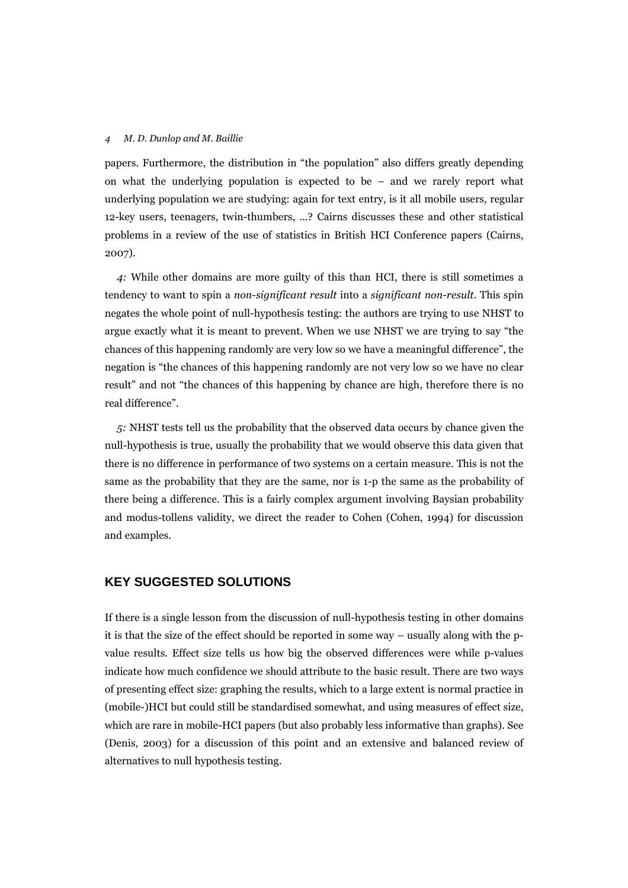papers. Furthermore, the distribution in "the population" also differs greatly depending on what the underlying population is expected to be – and we rarely report what underlying population we are studying: again for text entry, is it all mobile users, regular 12-key users, teenagers, twin-thumbers, ...? Cairns discusses these and other statistical problems in a review of the use of statistics in British HCI Conference papers (Cairns, 2007).

*4:* While other domains are more guilty of this than HCI, there is still sometimes a tendency to want to spin a *non-significant result* into a *significant non-result*. This spin negates the whole point of null-hypothesis testing: the authors are trying to use NHST to argue exactly what it is meant to prevent. When we use NHST we are trying to say "the chances of this happening randomly are very low so we have a meaningful difference", the negation is "the chances of this happening randomly are not very low so we have no clear result" and not "the chances of this happening by chance are high, therefore there is no real difference".

*5:* NHST tests tell us the probability that the observed data occurs by chance given the null-hypothesis is true, usually the probability that we would observe this data given that there is no difference in performance of two systems on a certain measure. This is not the same as the probability that they are the same, nor is 1-p the same as the probability of there being a difference. This is a fairly complex argument involving Baysian probability and modus-tollens validity, we direct the reader to Cohen (Cohen, 1994) for discussion and examples.

## KEY SUGGESTED SOLUTIONS

If there is a single lesson from the discussion of null-hypothesis testing in other domains it is that the size of the effect should be reported in some way – usually along with the p-value results. Effect size tells us how big the observed differences were while p-values indicate how much confidence we should attribute to the basic result. There are two ways of presenting effect size: graphing the results, which to a large extent is normal practice in (mobile-)HCI but could still be standardised somewhat, and using measures of effect size, which are rare in mobile-HCI papers (but also probably less informative than graphs). See (Denis, 2003) for a discussion of this point and an extensive and balanced review of alternatives to null hypothesis testing.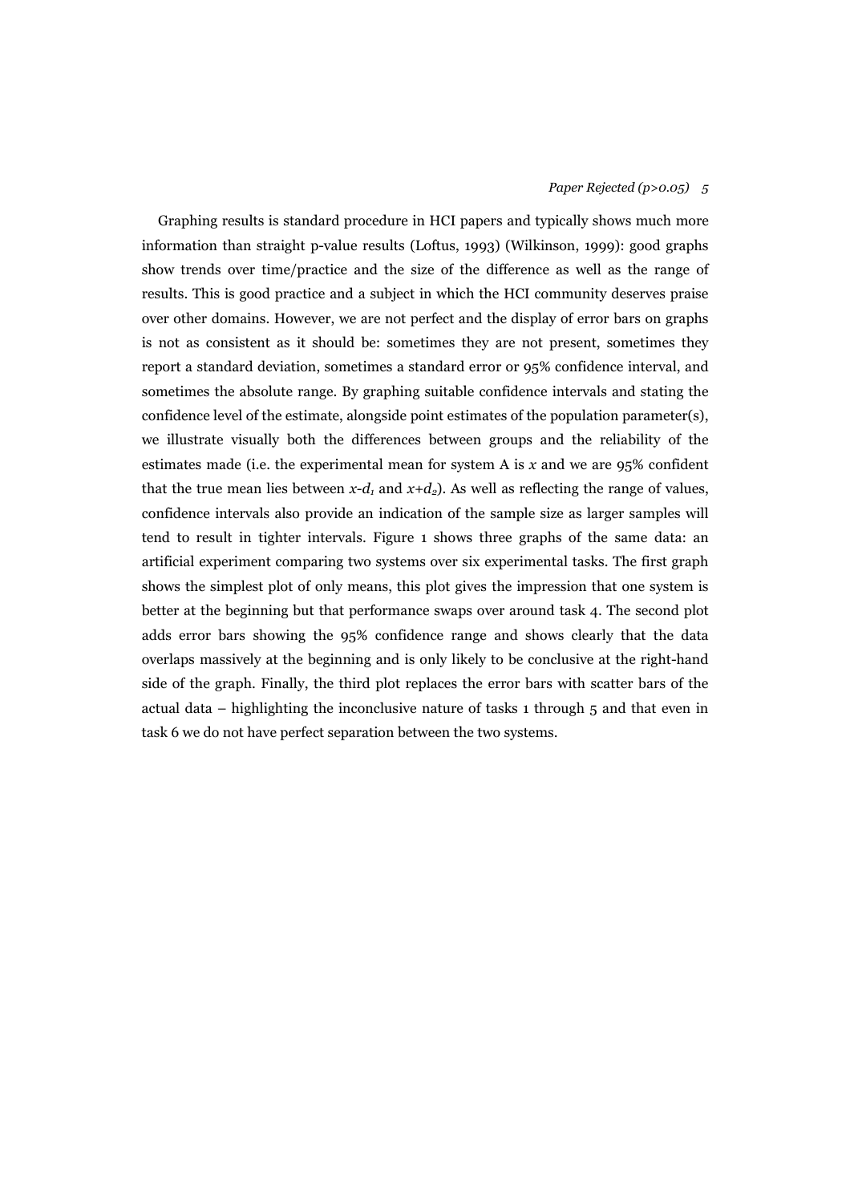Graphing results is standard procedure in HCI papers and typically shows much more information than straight p-value results (Loftus, 1993) (Wilkinson, 1999): good graphs show trends over time/practice and the size of the difference as well as the range of results. This is good practice and a subject in which the HCI community deserves praise over other domains. However, we are not perfect and the display of error bars on graphs is not as consistent as it should be: sometimes they are not present, sometimes they report a standard deviation, sometimes a standard error or 95% confidence interval, and sometimes the absolute range. By graphing suitable confidence intervals and stating the confidence level of the estimate, alongside point estimates of the population parameter(s), we illustrate visually both the differences between groups and the reliability of the estimates made (i.e. the experimental mean for system A is $x$ and we are 95% confident that the true mean lies between $x$-$d_1$ and $x$+$d_2$). As well as reflecting the range of values, confidence intervals also provide an indication of the sample size as larger samples will tend to result in tighter intervals. Figure 1 shows three graphs of the same data: an artificial experiment comparing two systems over six experimental tasks. The first graph shows the simplest plot of only means, this plot gives the impression that one system is better at the beginning but that performance swaps over around task 4. The second plot adds error bars showing the 95% confidence range and shows clearly that the data overlaps massively at the beginning and is only likely to be conclusive at the right-hand side of the graph. Finally, the third plot replaces the error bars with scatter bars of the actual data – highlighting the inconclusive nature of tasks 1 through 5 and that even in task 6 we do not have perfect separation between the two systems.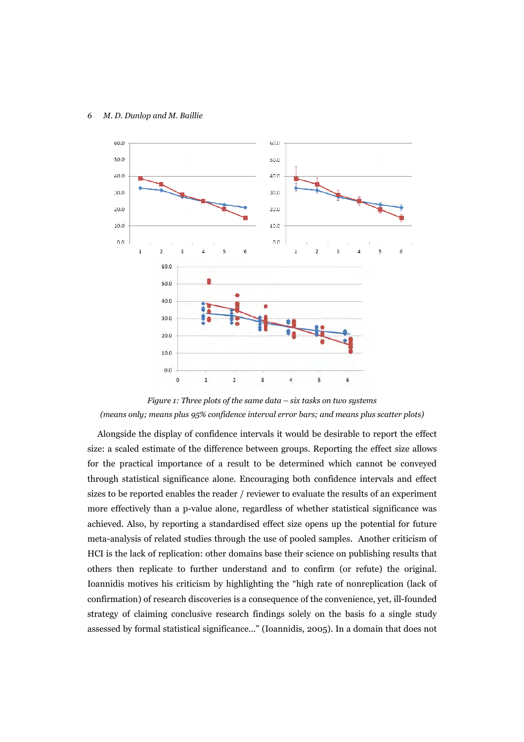*Figure 1: Three plots of the same data – six tasks on two systems (means only; means plus 95% confidence interval error bars; and means plus scatter plots)*

Alongside the display of confidence intervals it would be desirable to report the effect size: a scaled estimate of the difference between groups. Reporting the effect size allows for the practical importance of a result to be determined which cannot be conveyed through statistical significance alone. Encouraging both confidence intervals and effect sizes to be reported enables the reader / reviewer to evaluate the results of an experiment more effectively than a p-value alone, regardless of whether statistical significance was achieved. Also, by reporting a standardised effect size opens up the potential for future meta-analysis of related studies through the use of pooled samples. Another criticism of HCI is the lack of replication: other domains base their science on publishing results that others then replicate to further understand and to confirm (or refute) the original. Ioannidis motives his criticism by highlighting the "high rate of nonreplication (lack of confirmation) of research discoveries is a consequence of the convenience, yet, ill-founded strategy of claiming conclusive research findings solely on the basis fo a single study assessed by formal statistical significance..." (Ioannidis, 2005). In a domain that does not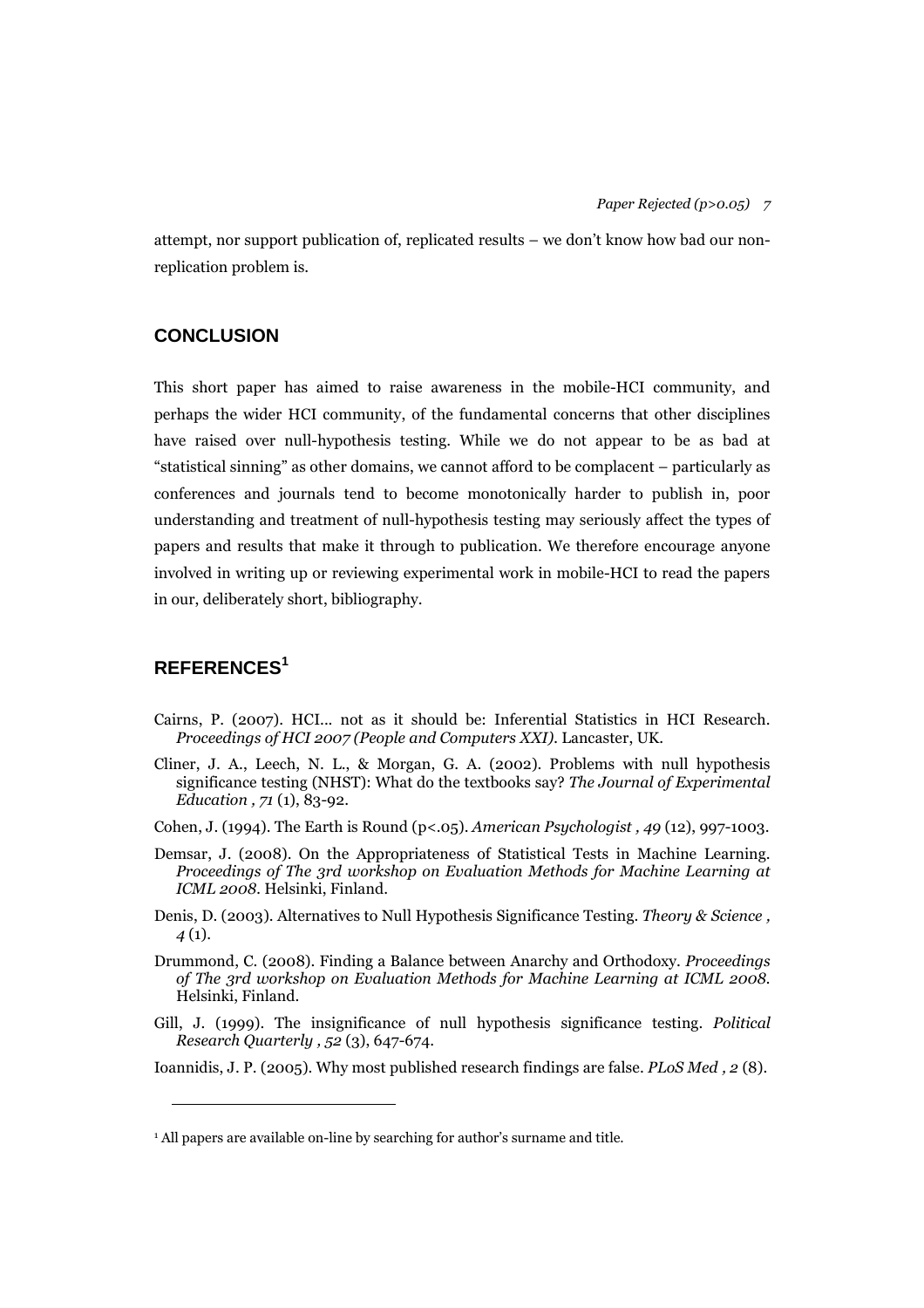attempt, nor support publication of, replicated results – we don't know how bad our non-replication problem is.

## CONCLUSION

This short paper has aimed to raise awareness in the mobile-HCI community, and perhaps the wider HCI community, of the fundamental concerns that other disciplines have raised over null-hypothesis testing. While we do not appear to be as bad at "statistical sinning" as other domains, we cannot afford to be complacent – particularly as conferences and journals tend to become monotonically harder to publish in, poor understanding and treatment of null-hypothesis testing may seriously affect the types of papers and results that make it through to publication. We therefore encourage anyone involved in writing up or reviewing experimental work in mobile-HCI to read the papers in our, deliberately short, bibliography.

## REFERENCES[1]

Cairns, P. (2007). HCI... not as it should be: Inferential Statistics in HCI Research. *Proceedings of HCI 2007 (People and Computers XXI)*. Lancaster, UK.

Cliner, J. A., Leech, N. L., & Morgan, G. A. (2002). Problems with null hypothesis significance testing (NHST): What do the textbooks say? *The Journal of Experimental Education , 71* (1), 83-92.

Cohen, J. (1994). The Earth is Round (p<.05). *American Psychologist , 49* (12), 997-1003.

Demsar, J. (2008). On the Appropriateness of Statistical Tests in Machine Learning. *Proceedings of The 3rd workshop on Evaluation Methods for Machine Learning at ICML 2008*. Helsinki, Finland.

Denis, D. (2003). Alternatives to Null Hypothesis Significance Testing. *Theory & Science , 4* (1).

Drummond, C. (2008). Finding a Balance between Anarchy and Orthodoxy. *Proceedings of The 3rd workshop on Evaluation Methods for Machine Learning at ICML 2008*. Helsinki, Finland.

Gill, J. (1999). The insignificance of null hypothesis significance testing. *Political Research Quarterly , 52* (3), 647-674.

Ioannidis, J. P. (2005). Why most published research findings are false. *PLoS Med , 2* (8).

[1] All papers are available on-line by searching for author's surname and title.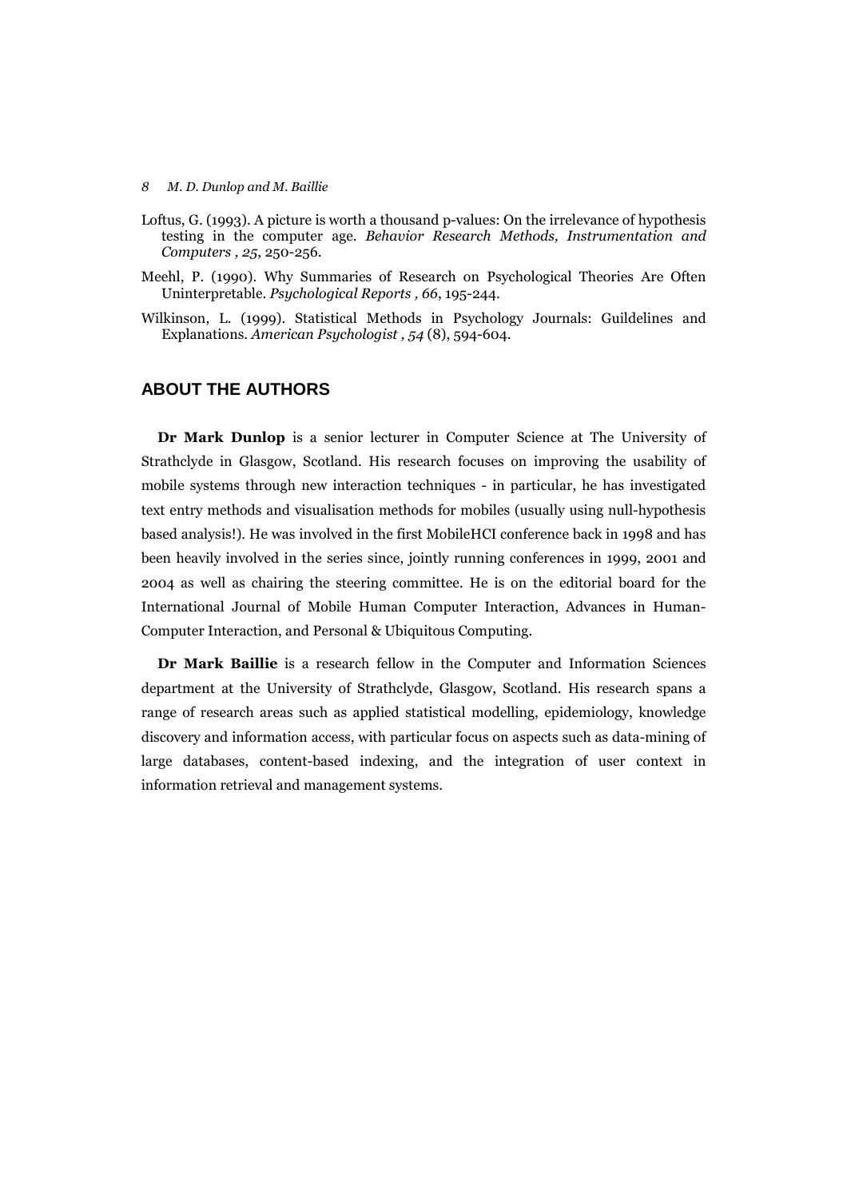Loftus, G. (1993). A picture is worth a thousand p-values: On the irrelevance of hypothesis testing in the computer age. *Behavior Research Methods, Instrumentation and Computers , 25*, 250-256.

Meehl, P. (1990). Why Summaries of Research on Psychological Theories Are Often Uninterpretable. *Psychological Reports , 66*, 195-244.

Wilkinson, L. (1999). Statistical Methods in Psychology Journals: Guildelines and Explanations. *American Psychologist , 54* (8), 594-604.

## ABOUT THE AUTHORS

**Dr Mark Dunlop** is a senior lecturer in Computer Science at The University of Strathclyde in Glasgow, Scotland. His research focuses on improving the usability of mobile systems through new interaction techniques - in particular, he has investigated text entry methods and visualisation methods for mobiles (usually using null-hypothesis based analysis!). He was involved in the first MobileHCI conference back in 1998 and has been heavily involved in the series since, jointly running conferences in 1999, 2001 and 2004 as well as chairing the steering committee. He is on the editorial board for the International Journal of Mobile Human Computer Interaction, Advances in Human-Computer Interaction, and Personal & Ubiquitous Computing.

**Dr Mark Baillie** is a research fellow in the Computer and Information Sciences department at the University of Strathclyde, Glasgow, Scotland. His research spans a range of research areas such as applied statistical modelling, epidemiology, knowledge discovery and information access, with particular focus on aspects such as data-mining of large databases, content-based indexing, and the integration of user context in information retrieval and management systems.